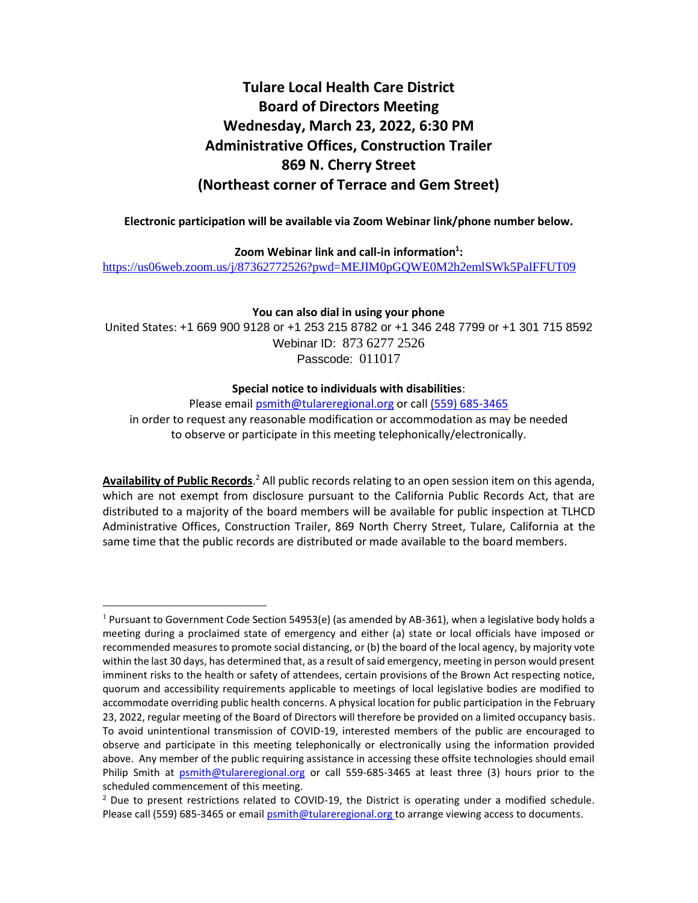# Tulare Local Health Care District
# Board of Directors Meeting
# Wednesday, March 23, 2022, 6:30 PM
# Administrative Offices, Construction Trailer
# 869 N. Cherry Street
# (Northeast corner of Terrace and Gem Street)

**Electronic participation will be available via Zoom Webinar link/phone number below.**

**Zoom Webinar link and call-in information[1]:**

https://us06web.zoom.us/j/87362772526?pwd=MEJIM0pGQWE0M2h2emlSWk5PalFFUT09

**You can also dial in using your phone**

United States: +1 669 900 9128 or +1 253 215 8782 or +1 346 248 7799 or +1 301 715 8592

Webinar ID: 873 6277 2526

Passcode: 011017

**Special notice to individuals with disabilities**:

Please email psmith@tulareregional.org or call (559) 685-3465 in order to request any reasonable modification or accommodation as may be needed to observe or participate in this meeting telephonically/electronically.

**Availability of Public Records**.[2] All public records relating to an open session item on this agenda, which are not exempt from disclosure pursuant to the California Public Records Act, that are distributed to a majority of the board members will be available for public inspection at TLHCD Administrative Offices, Construction Trailer, 869 North Cherry Street, Tulare, California at the same time that the public records are distributed or made available to the board members.

---

[1] Pursuant to Government Code Section 54953(e) (as amended by AB-361), when a legislative body holds a meeting during a proclaimed state of emergency and either (a) state or local officials have imposed or recommended measures to promote social distancing, or (b) the board of the local agency, by majority vote within the last 30 days, has determined that, as a result of said emergency, meeting in person would present imminent risks to the health or safety of attendees, certain provisions of the Brown Act respecting notice, quorum and accessibility requirements applicable to meetings of local legislative bodies are modified to accommodate overriding public health concerns. A physical location for public participation in the February 23, 2022, regular meeting of the Board of Directors will therefore be provided on a limited occupancy basis. To avoid unintentional transmission of COVID-19, interested members of the public are encouraged to observe and participate in this meeting telephonically or electronically using the information provided above. Any member of the public requiring assistance in accessing these offsite technologies should email Philip Smith at psmith@tulareregional.org or call 559-685-3465 at least three (3) hours prior to the scheduled commencement of this meeting.

[2] Due to present restrictions related to COVID-19, the District is operating under a modified schedule. Please call (559) 685-3465 or email psmith@tulareregional.org to arrange viewing access to documents.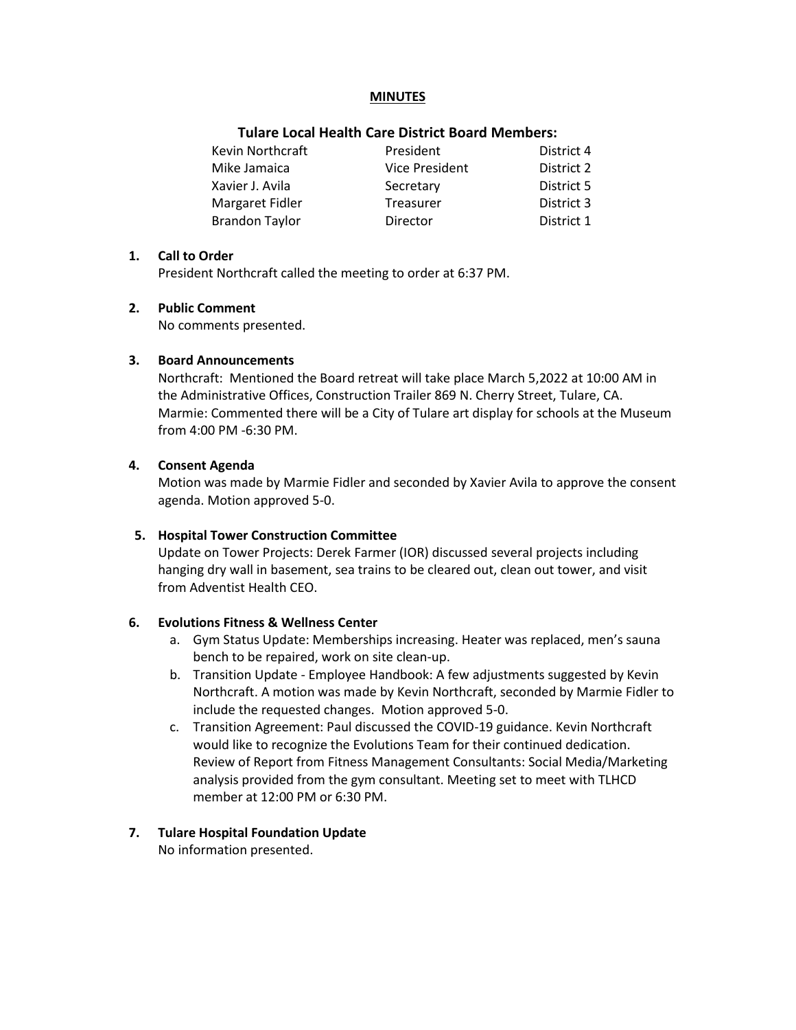**MINUTES**

**Tulare Local Health Care District Board Members:**

| | | |
|---|---|---|
| Kevin Northcraft | President | District 4 |
| Mike Jamaica | Vice President | District 2 |
| Xavier J. Avila | Secretary | District 5 |
| Margaret Fidler | Treasurer | District 3 |
| Brandon Taylor | Director | District 1 |

1. **Call to Order**
   President Northcraft called the meeting to order at 6:37 PM.

2. **Public Comment**
   No comments presented.

3. **Board Announcements**
   Northcraft: Mentioned the Board retreat will take place March 5,2022 at 10:00 AM in the Administrative Offices, Construction Trailer 869 N. Cherry Street, Tulare, CA.
   Marmie: Commented there will be a City of Tulare art display for schools at the Museum from 4:00 PM -6:30 PM.

4. **Consent Agenda**
   Motion was made by Marmie Fidler and seconded by Xavier Avila to approve the consent agenda. Motion approved 5-0.

5. **Hospital Tower Construction Committee**
   Update on Tower Projects: Derek Farmer (IOR) discussed several projects including hanging dry wall in basement, sea trains to be cleared out, clean out tower, and visit from Adventist Health CEO.

6. **Evolutions Fitness & Wellness Center**
   a. Gym Status Update: Memberships increasing. Heater was replaced, men's sauna bench to be repaired, work on site clean-up.
   b. Transition Update - Employee Handbook: A few adjustments suggested by Kevin Northcraft. A motion was made by Kevin Northcraft, seconded by Marmie Fidler to include the requested changes. Motion approved 5-0.
   c. Transition Agreement: Paul discussed the COVID-19 guidance. Kevin Northcraft would like to recognize the Evolutions Team for their continued dedication. Review of Report from Fitness Management Consultants: Social Media/Marketing analysis provided from the gym consultant. Meeting set to meet with TLHCD member at 12:00 PM or 6:30 PM.

7. **Tulare Hospital Foundation Update**
   No information presented.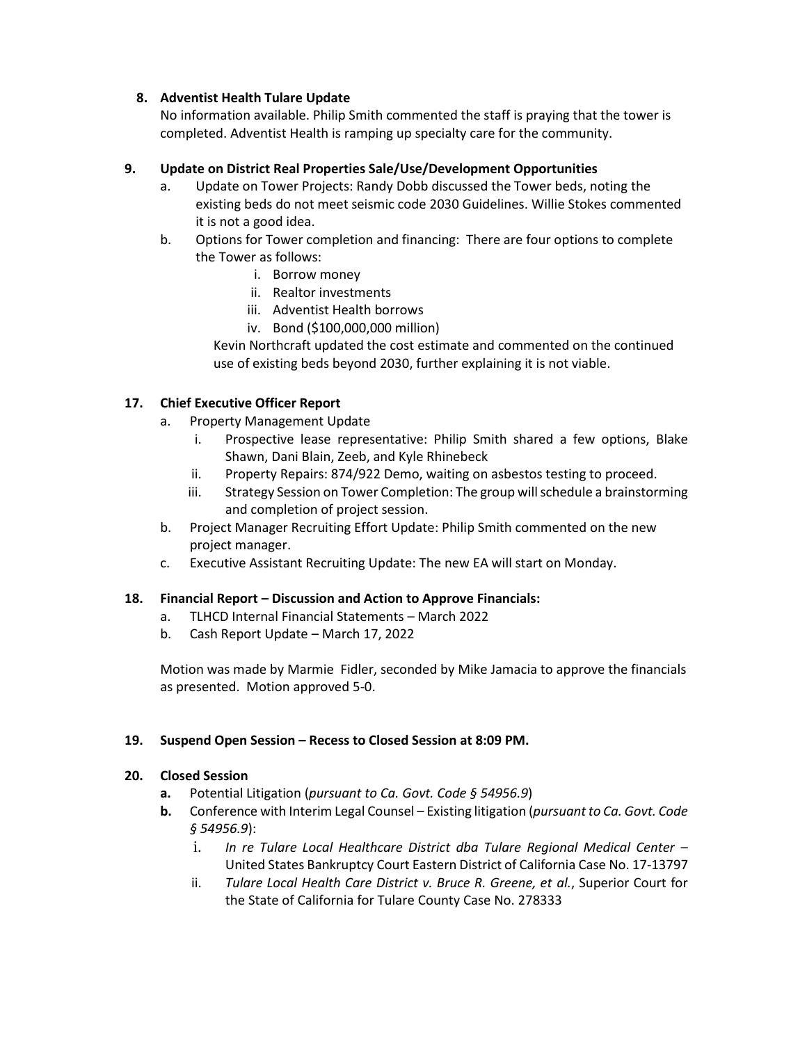**8. Adventist Health Tulare Update**

No information available. Philip Smith commented the staff is praying that the tower is completed. Adventist Health is ramping up specialty care for the community.

**9. Update on District Real Properties Sale/Use/Development Opportunities**

a. Update on Tower Projects: Randy Dobb discussed the Tower beds, noting the existing beds do not meet seismic code 2030 Guidelines. Willie Stokes commented it is not a good idea.

b. Options for Tower completion and financing: There are four options to complete the Tower as follows:

  i. Borrow money
  ii. Realtor investments
  iii. Adventist Health borrows
  iv. Bond ($100,000,000 million)

  Kevin Northcraft updated the cost estimate and commented on the continued use of existing beds beyond 2030, further explaining it is not viable.

**17. Chief Executive Officer Report**

a. Property Management Update

  i. Prospective lease representative: Philip Smith shared a few options, Blake Shawn, Dani Blain, Zeeb, and Kyle Rhinebeck
  ii. Property Repairs: 874/922 Demo, waiting on asbestos testing to proceed.
  iii. Strategy Session on Tower Completion: The group will schedule a brainstorming and completion of project session.

b. Project Manager Recruiting Effort Update: Philip Smith commented on the new project manager.

c. Executive Assistant Recruiting Update: The new EA will start on Monday.

**18. Financial Report – Discussion and Action to Approve Financials:**

a. TLHCD Internal Financial Statements – March 2022

b. Cash Report Update – March 17, 2022

Motion was made by Marmie Fidler, seconded by Mike Jamacia to approve the financials as presented. Motion approved 5-0.

**19. Suspend Open Session – Recess to Closed Session at 8:09 PM.**

**20. Closed Session**

**a.** Potential Litigation (*pursuant to Ca. Govt. Code § 54956.9*)

**b.** Conference with Interim Legal Counsel – Existing litigation (*pursuant to Ca. Govt. Code § 54956.9*):

  i. *In re Tulare Local Healthcare District dba Tulare Regional Medical Center* – United States Bankruptcy Court Eastern District of California Case No. 17-13797
  ii. *Tulare Local Health Care District v. Bruce R. Greene, et al.*, Superior Court for the State of California for Tulare County Case No. 278333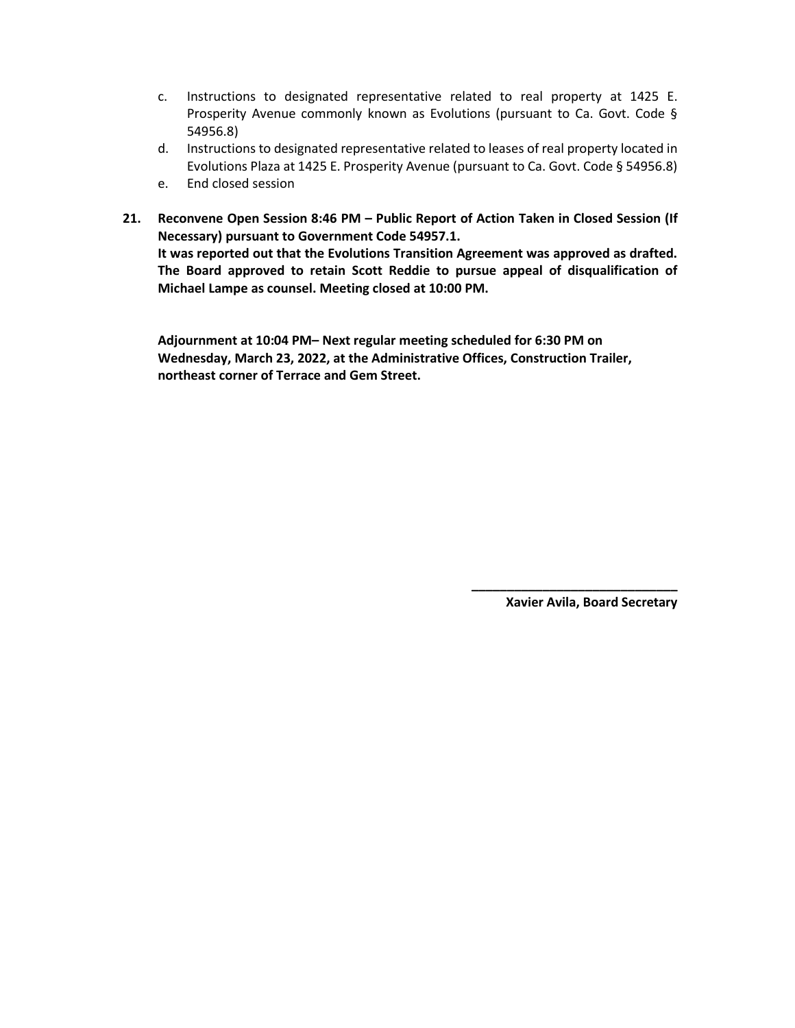c. Instructions to designated representative related to real property at 1425 E. Prosperity Avenue commonly known as Evolutions (pursuant to Ca. Govt. Code § 54956.8)

d. Instructions to designated representative related to leases of real property located in Evolutions Plaza at 1425 E. Prosperity Avenue (pursuant to Ca. Govt. Code § 54956.8)

e. End closed session

**21. Reconvene Open Session 8:46 PM – Public Report of Action Taken in Closed Session (If Necessary) pursuant to Government Code 54957.1.**
**It was reported out that the Evolutions Transition Agreement was approved as drafted. The Board approved to retain Scott Reddie to pursue appeal of disqualification of Michael Lampe as counsel. Meeting closed at 10:00 PM.**

**Adjournment at 10:04 PM– Next regular meeting scheduled for 6:30 PM on Wednesday, March 23, 2022, at the Administrative Offices, Construction Trailer, northeast corner of Terrace and Gem Street.**

______________________________
**Xavier Avila, Board Secretary**